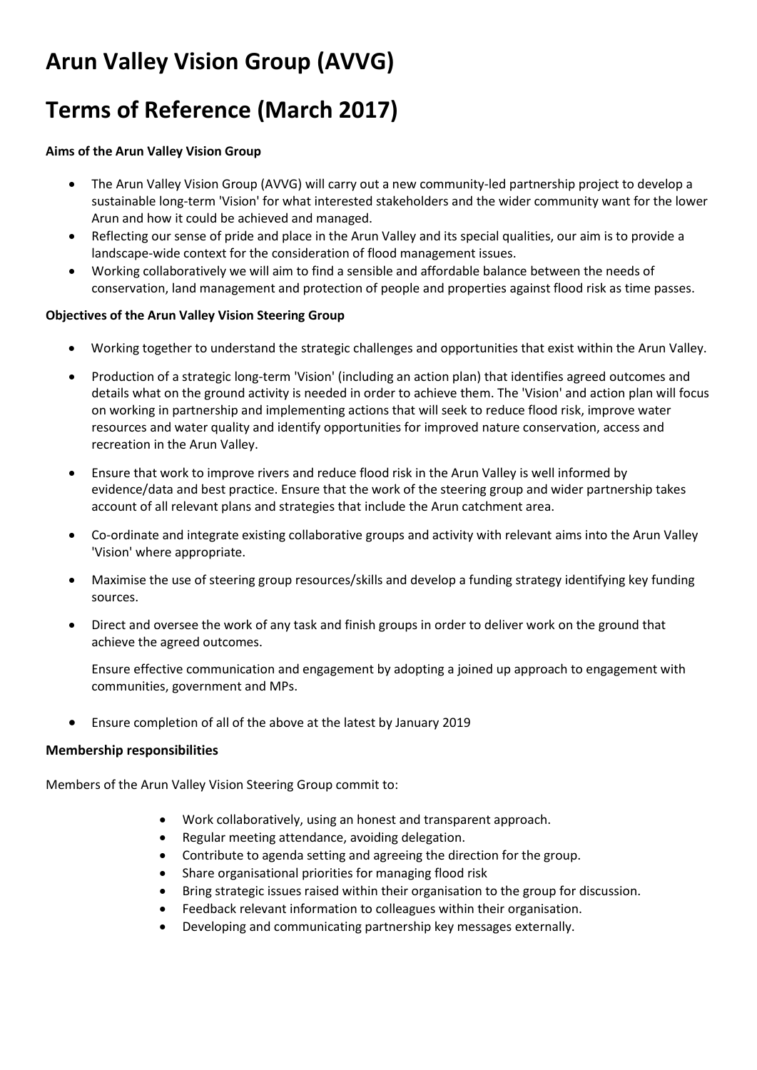# Arun Valley Vision Group (AVVG)

# Terms of Reference (March 2017)

**Aims of the Arun Valley Vision Group**

- The Arun Valley Vision Group (AVVG) will carry out a new community-led partnership project to develop a sustainable long-term 'Vision' for what interested stakeholders and the wider community want for the lower Arun and how it could be achieved and managed.
- Reflecting our sense of pride and place in the Arun Valley and its special qualities, our aim is to provide a landscape-wide context for the consideration of flood management issues.
- Working collaboratively we will aim to find a sensible and affordable balance between the needs of conservation, land management and protection of people and properties against flood risk as time passes.

**Objectives of the Arun Valley Vision Steering Group**

- Working together to understand the strategic challenges and opportunities that exist within the Arun Valley.
- Production of a strategic long-term 'Vision' (including an action plan) that identifies agreed outcomes and details what on the ground activity is needed in order to achieve them. The 'Vision' and action plan will focus on working in partnership and implementing actions that will seek to reduce flood risk, improve water resources and water quality and identify opportunities for improved nature conservation, access and recreation in the Arun Valley.
- Ensure that work to improve rivers and reduce flood risk in the Arun Valley is well informed by evidence/data and best practice. Ensure that the work of the steering group and wider partnership takes account of all relevant plans and strategies that include the Arun catchment area.
- Co-ordinate and integrate existing collaborative groups and activity with relevant aims into the Arun Valley 'Vision' where appropriate.
- Maximise the use of steering group resources/skills and develop a funding strategy identifying key funding sources.
- Direct and oversee the work of any task and finish groups in order to deliver work on the ground that achieve the agreed outcomes.

  Ensure effective communication and engagement by adopting a joined up approach to engagement with communities, government and MPs.

- Ensure completion of all of the above at the latest by January 2019

**Membership responsibilities**

Members of the Arun Valley Vision Steering Group commit to:

- Work collaboratively, using an honest and transparent approach.
- Regular meeting attendance, avoiding delegation.
- Contribute to agenda setting and agreeing the direction for the group.
- Share organisational priorities for managing flood risk
- Bring strategic issues raised within their organisation to the group for discussion.
- Feedback relevant information to colleagues within their organisation.
- Developing and communicating partnership key messages externally.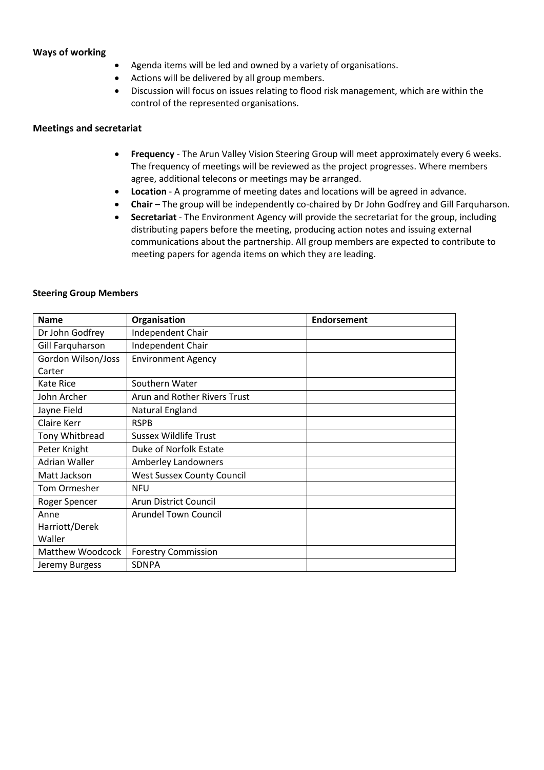**Ways of working**

- Agenda items will be led and owned by a variety of organisations.
- Actions will be delivered by all group members.
- Discussion will focus on issues relating to flood risk management, which are within the control of the represented organisations.

**Meetings and secretariat**

- **Frequency** - The Arun Valley Vision Steering Group will meet approximately every 6 weeks. The frequency of meetings will be reviewed as the project progresses. Where members agree, additional telecons or meetings may be arranged.
- **Location** - A programme of meeting dates and locations will be agreed in advance.
- **Chair** – The group will be independently co-chaired by Dr John Godfrey and Gill Farquharson.
- **Secretariat** - The Environment Agency will provide the secretariat for the group, including distributing papers before the meeting, producing action notes and issuing external communications about the partnership. All group members are expected to contribute to meeting papers for agenda items on which they are leading.

**Steering Group Members**

| Name | Organisation | Endorsement |
|---|---|---|
| Dr John Godfrey | Independent Chair | |
| Gill Farquharson | Independent Chair | |
| Gordon Wilson/Joss Carter | Environment Agency | |
| Kate Rice | Southern Water | |
| John Archer | Arun and Rother Rivers Trust | |
| Jayne Field | Natural England | |
| Claire Kerr | RSPB | |
| Tony Whitbread | Sussex Wildlife Trust | |
| Peter Knight | Duke of Norfolk Estate | |
| Adrian Waller | Amberley Landowners | |
| Matt Jackson | West Sussex County Council | |
| Tom Ormesher | NFU | |
| Roger Spencer | Arun District Council | |
| Anne Harriott/Derek Waller | Arundel Town Council | |
| Matthew Woodcock | Forestry Commission | |
| Jeremy Burgess | SDNPA | |